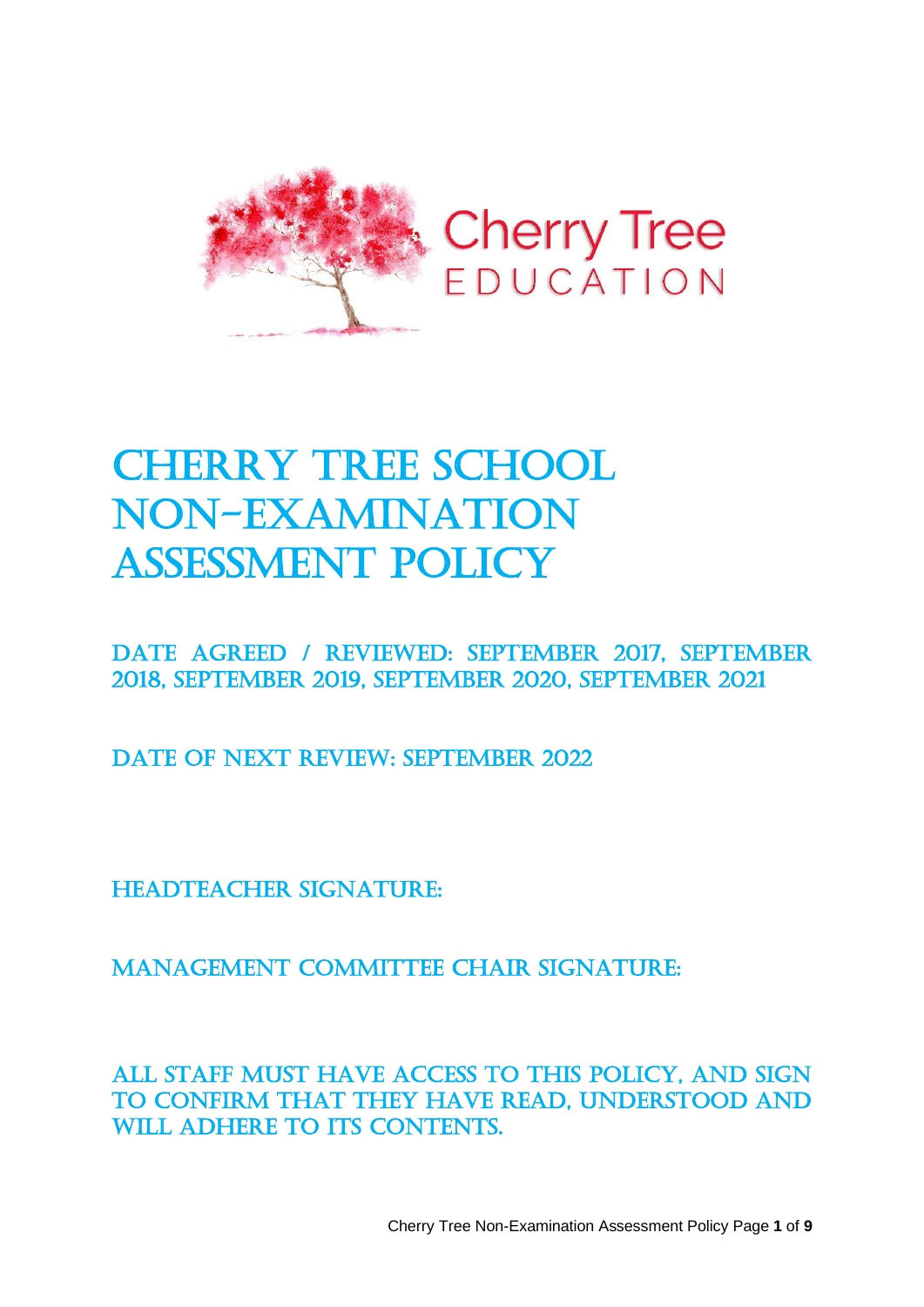Cherry Tree
EDUCATION

# Cherry Tree School Non-Examination Assessment Policy

Date agreed / reviewed: September 2017, September 2018, September 2019, September 2020, September 2021

Date of next review: September 2022

Headteacher signature:

Management Committee Chair signature:

All staff must have access to this policy, and sign to confirm that they have read, understood and will adhere to its contents.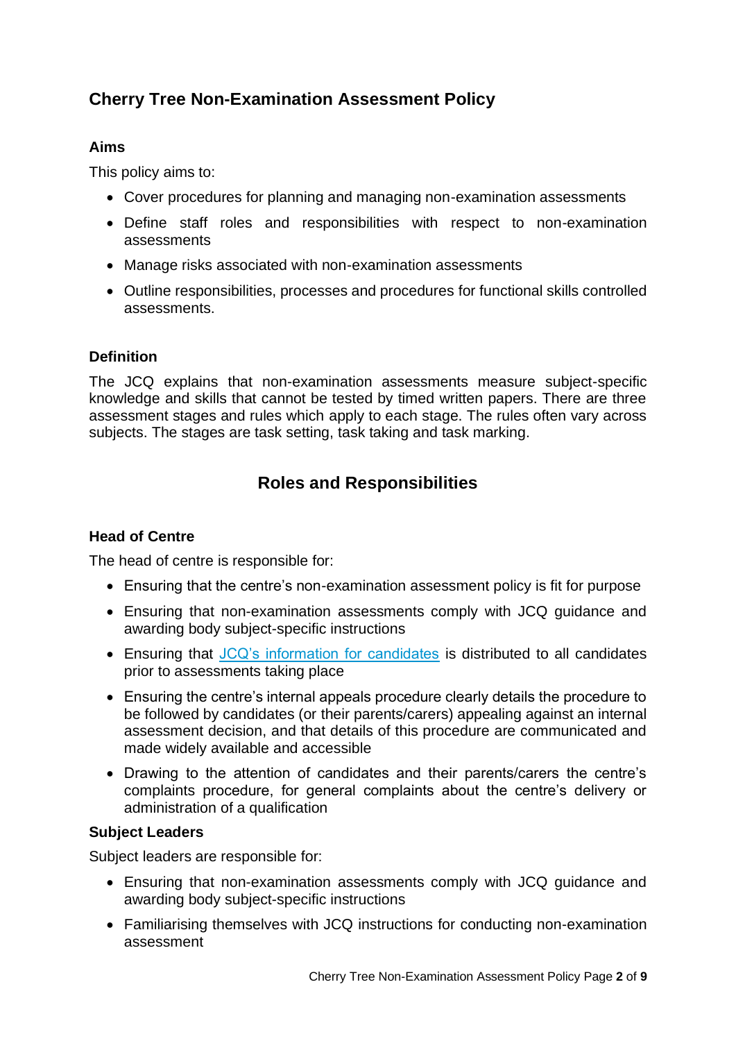## Cherry Tree Non-Examination Assessment Policy

### Aims

This policy aims to:

- Cover procedures for planning and managing non-examination assessments
- Define staff roles and responsibilities with respect to non-examination assessments
- Manage risks associated with non-examination assessments
- Outline responsibilities, processes and procedures for functional skills controlled assessments.

### Definition

The JCQ explains that non-examination assessments measure subject-specific knowledge and skills that cannot be tested by timed written papers. There are three assessment stages and rules which apply to each stage. The rules often vary across subjects. The stages are task setting, task taking and task marking.

## Roles and Responsibilities

### Head of Centre

The head of centre is responsible for:

- Ensuring that the centre's non-examination assessment policy is fit for purpose
- Ensuring that non-examination assessments comply with JCQ guidance and awarding body subject-specific instructions
- Ensuring that [JCQ's information for candidates] is distributed to all candidates prior to assessments taking place
- Ensuring the centre's internal appeals procedure clearly details the procedure to be followed by candidates (or their parents/carers) appealing against an internal assessment decision, and that details of this procedure are communicated and made widely available and accessible
- Drawing to the attention of candidates and their parents/carers the centre's complaints procedure, for general complaints about the centre's delivery or administration of a qualification

### Subject Leaders

Subject leaders are responsible for:

- Ensuring that non-examination assessments comply with JCQ guidance and awarding body subject-specific instructions
- Familiarising themselves with JCQ instructions for conducting non-examination assessment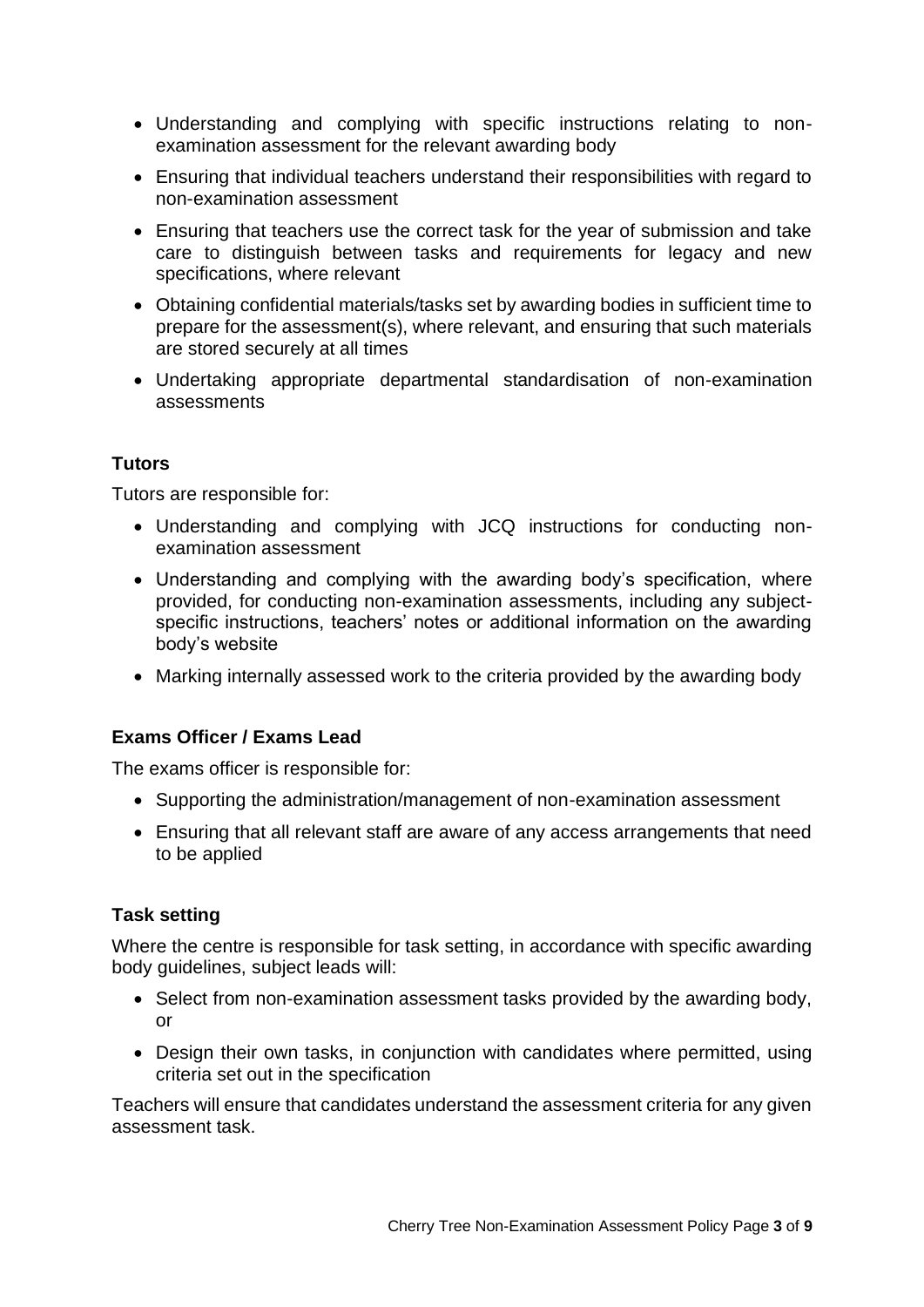- Understanding and complying with specific instructions relating to non-examination assessment for the relevant awarding body
- Ensuring that individual teachers understand their responsibilities with regard to non-examination assessment
- Ensuring that teachers use the correct task for the year of submission and take care to distinguish between tasks and requirements for legacy and new specifications, where relevant
- Obtaining confidential materials/tasks set by awarding bodies in sufficient time to prepare for the assessment(s), where relevant, and ensuring that such materials are stored securely at all times
- Undertaking appropriate departmental standardisation of non-examination assessments

### Tutors

Tutors are responsible for:

- Understanding and complying with JCQ instructions for conducting non-examination assessment
- Understanding and complying with the awarding body's specification, where provided, for conducting non-examination assessments, including any subject-specific instructions, teachers' notes or additional information on the awarding body's website
- Marking internally assessed work to the criteria provided by the awarding body

### Exams Officer / Exams Lead

The exams officer is responsible for:

- Supporting the administration/management of non-examination assessment
- Ensuring that all relevant staff are aware of any access arrangements that need to be applied

### Task setting

Where the centre is responsible for task setting, in accordance with specific awarding body guidelines, subject leads will:

- Select from non-examination assessment tasks provided by the awarding body, or
- Design their own tasks, in conjunction with candidates where permitted, using criteria set out in the specification

Teachers will ensure that candidates understand the assessment criteria for any given assessment task.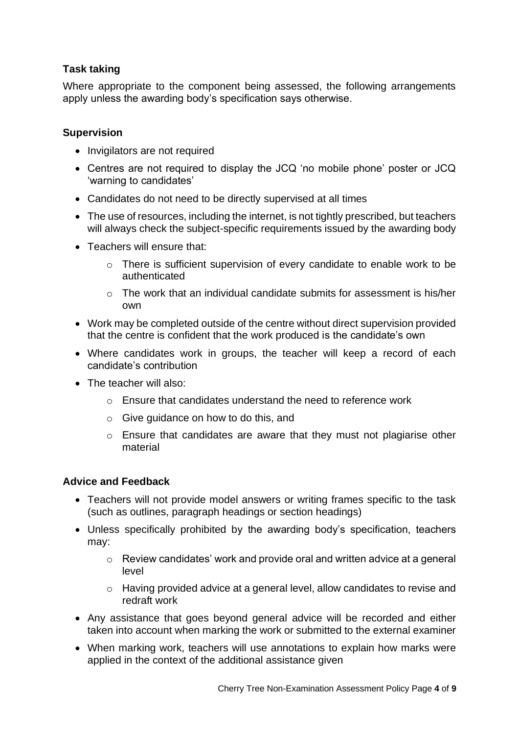### Task taking

Where appropriate to the component being assessed, the following arrangements apply unless the awarding body's specification says otherwise.

### Supervision

- Invigilators are not required
- Centres are not required to display the JCQ 'no mobile phone' poster or JCQ 'warning to candidates'
- Candidates do not need to be directly supervised at all times
- The use of resources, including the internet, is not tightly prescribed, but teachers will always check the subject-specific requirements issued by the awarding body
- Teachers will ensure that:
  - There is sufficient supervision of every candidate to enable work to be authenticated
  - The work that an individual candidate submits for assessment is his/her own
- Work may be completed outside of the centre without direct supervision provided that the centre is confident that the work produced is the candidate's own
- Where candidates work in groups, the teacher will keep a record of each candidate's contribution
- The teacher will also:
  - Ensure that candidates understand the need to reference work
  - Give guidance on how to do this, and
  - Ensure that candidates are aware that they must not plagiarise other material

### Advice and Feedback

- Teachers will not provide model answers or writing frames specific to the task (such as outlines, paragraph headings or section headings)
- Unless specifically prohibited by the awarding body's specification, teachers may:
  - Review candidates' work and provide oral and written advice at a general level
  - Having provided advice at a general level, allow candidates to revise and redraft work
- Any assistance that goes beyond general advice will be recorded and either taken into account when marking the work or submitted to the external examiner
- When marking work, teachers will use annotations to explain how marks were applied in the context of the additional assistance given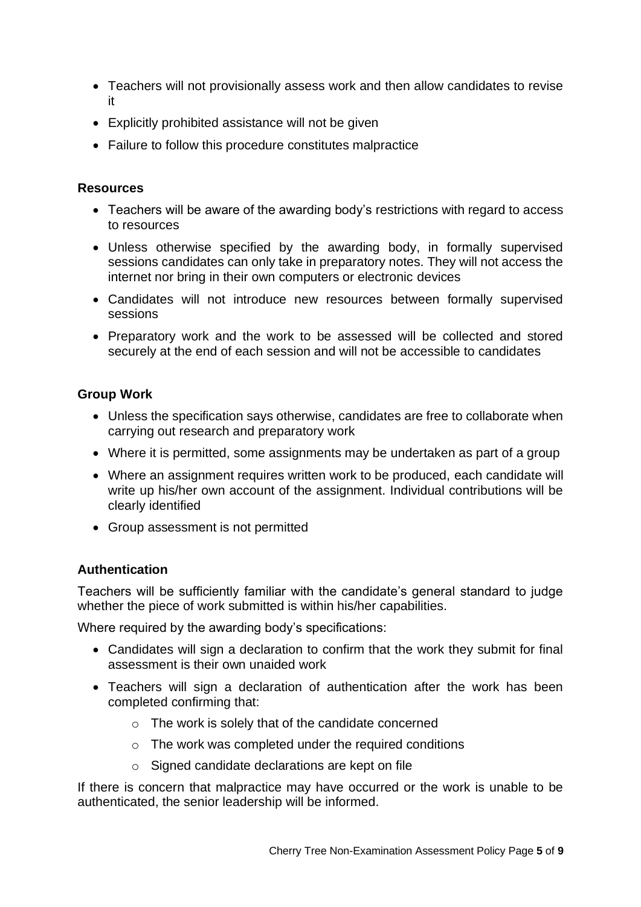- Teachers will not provisionally assess work and then allow candidates to revise it
- Explicitly prohibited assistance will not be given
- Failure to follow this procedure constitutes malpractice

**Resources**

- Teachers will be aware of the awarding body's restrictions with regard to access to resources
- Unless otherwise specified by the awarding body, in formally supervised sessions candidates can only take in preparatory notes. They will not access the internet nor bring in their own computers or electronic devices
- Candidates will not introduce new resources between formally supervised sessions
- Preparatory work and the work to be assessed will be collected and stored securely at the end of each session and will not be accessible to candidates

**Group Work**

- Unless the specification says otherwise, candidates are free to collaborate when carrying out research and preparatory work
- Where it is permitted, some assignments may be undertaken as part of a group
- Where an assignment requires written work to be produced, each candidate will write up his/her own account of the assignment. Individual contributions will be clearly identified
- Group assessment is not permitted

**Authentication**

Teachers will be sufficiently familiar with the candidate's general standard to judge whether the piece of work submitted is within his/her capabilities.

Where required by the awarding body's specifications:

- Candidates will sign a declaration to confirm that the work they submit for final assessment is their own unaided work
- Teachers will sign a declaration of authentication after the work has been completed confirming that:
  - The work is solely that of the candidate concerned
  - The work was completed under the required conditions
  - Signed candidate declarations are kept on file

If there is concern that malpractice may have occurred or the work is unable to be authenticated, the senior leadership will be informed.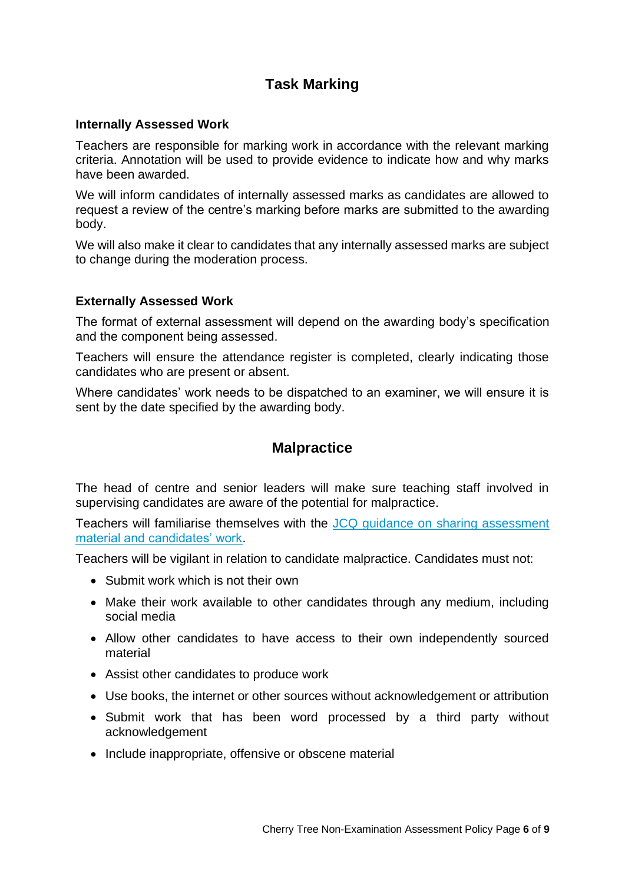## Task Marking

### Internally Assessed Work

Teachers are responsible for marking work in accordance with the relevant marking criteria. Annotation will be used to provide evidence to indicate how and why marks have been awarded.

We will inform candidates of internally assessed marks as candidates are allowed to request a review of the centre's marking before marks are submitted to the awarding body.

We will also make it clear to candidates that any internally assessed marks are subject to change during the moderation process.

### Externally Assessed Work

The format of external assessment will depend on the awarding body's specification and the component being assessed.

Teachers will ensure the attendance register is completed, clearly indicating those candidates who are present or absent.

Where candidates' work needs to be dispatched to an examiner, we will ensure it is sent by the date specified by the awarding body.

## Malpractice

The head of centre and senior leaders will make sure teaching staff involved in supervising candidates are aware of the potential for malpractice.

Teachers will familiarise themselves with the JCQ guidance on sharing assessment material and candidates' work.

Teachers will be vigilant in relation to candidate malpractice. Candidates must not:

- Submit work which is not their own
- Make their work available to other candidates through any medium, including social media
- Allow other candidates to have access to their own independently sourced material
- Assist other candidates to produce work
- Use books, the internet or other sources without acknowledgement or attribution
- Submit work that has been word processed by a third party without acknowledgement
- Include inappropriate, offensive or obscene material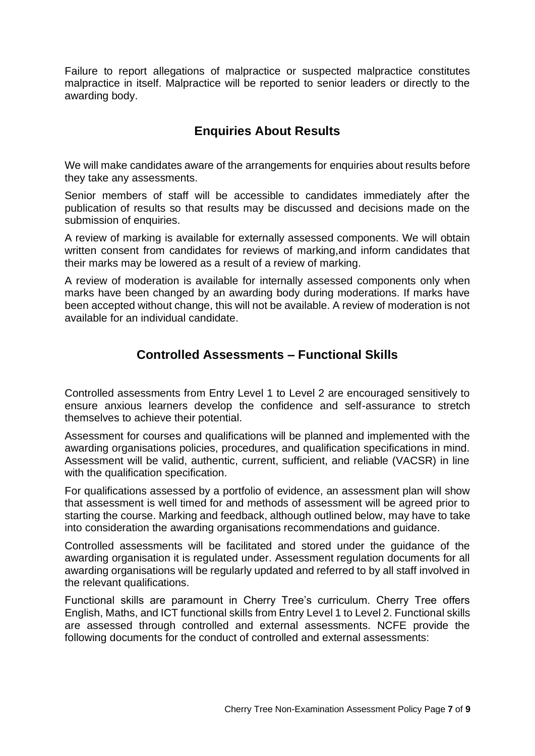Failure to report allegations of malpractice or suspected malpractice constitutes malpractice in itself. Malpractice will be reported to senior leaders or directly to the awarding body.

## Enquiries About Results

We will make candidates aware of the arrangements for enquiries about results before they take any assessments.

Senior members of staff will be accessible to candidates immediately after the publication of results so that results may be discussed and decisions made on the submission of enquiries.

A review of marking is available for externally assessed components. We will obtain written consent from candidates for reviews of marking,and inform candidates that their marks may be lowered as a result of a review of marking.

A review of moderation is available for internally assessed components only when marks have been changed by an awarding body during moderations. If marks have been accepted without change, this will not be available. A review of moderation is not available for an individual candidate.

## Controlled Assessments – Functional Skills

Controlled assessments from Entry Level 1 to Level 2 are encouraged sensitively to ensure anxious learners develop the confidence and self-assurance to stretch themselves to achieve their potential.

Assessment for courses and qualifications will be planned and implemented with the awarding organisations policies, procedures, and qualification specifications in mind. Assessment will be valid, authentic, current, sufficient, and reliable (VACSR) in line with the qualification specification.

For qualifications assessed by a portfolio of evidence, an assessment plan will show that assessment is well timed for and methods of assessment will be agreed prior to starting the course. Marking and feedback, although outlined below, may have to take into consideration the awarding organisations recommendations and guidance.

Controlled assessments will be facilitated and stored under the guidance of the awarding organisation it is regulated under. Assessment regulation documents for all awarding organisations will be regularly updated and referred to by all staff involved in the relevant qualifications.

Functional skills are paramount in Cherry Tree's curriculum. Cherry Tree offers English, Maths, and ICT functional skills from Entry Level 1 to Level 2. Functional skills are assessed through controlled and external assessments. NCFE provide the following documents for the conduct of controlled and external assessments: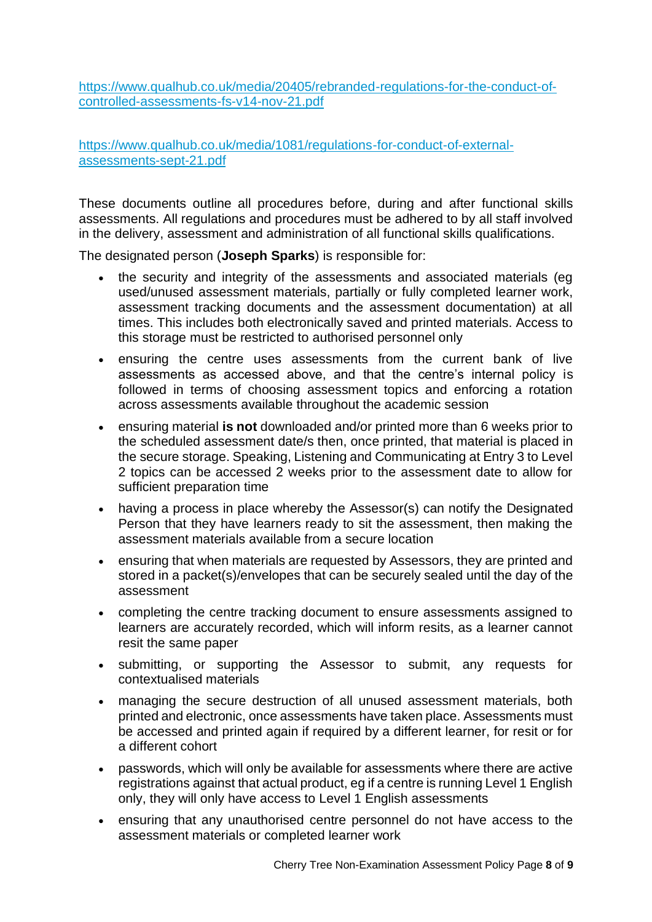https://www.qualhub.co.uk/media/20405/rebranded-regulations-for-the-conduct-of-controlled-assessments-fs-v14-nov-21.pdf

https://www.qualhub.co.uk/media/1081/regulations-for-conduct-of-external-assessments-sept-21.pdf

These documents outline all procedures before, during and after functional skills assessments. All regulations and procedures must be adhered to by all staff involved in the delivery, assessment and administration of all functional skills qualifications.

The designated person (**Joseph Sparks**) is responsible for:

- the security and integrity of the assessments and associated materials (eg used/unused assessment materials, partially or fully completed learner work, assessment tracking documents and the assessment documentation) at all times. This includes both electronically saved and printed materials. Access to this storage must be restricted to authorised personnel only
- ensuring the centre uses assessments from the current bank of live assessments as accessed above, and that the centre's internal policy is followed in terms of choosing assessment topics and enforcing a rotation across assessments available throughout the academic session
- ensuring material **is not** downloaded and/or printed more than 6 weeks prior to the scheduled assessment date/s then, once printed, that material is placed in the secure storage. Speaking, Listening and Communicating at Entry 3 to Level 2 topics can be accessed 2 weeks prior to the assessment date to allow for sufficient preparation time
- having a process in place whereby the Assessor(s) can notify the Designated Person that they have learners ready to sit the assessment, then making the assessment materials available from a secure location
- ensuring that when materials are requested by Assessors, they are printed and stored in a packet(s)/envelopes that can be securely sealed until the day of the assessment
- completing the centre tracking document to ensure assessments assigned to learners are accurately recorded, which will inform resits, as a learner cannot resit the same paper
- submitting, or supporting the Assessor to submit, any requests for contextualised materials
- managing the secure destruction of all unused assessment materials, both printed and electronic, once assessments have taken place. Assessments must be accessed and printed again if required by a different learner, for resit or for a different cohort
- passwords, which will only be available for assessments where there are active registrations against that actual product, eg if a centre is running Level 1 English only, they will only have access to Level 1 English assessments
- ensuring that any unauthorised centre personnel do not have access to the assessment materials or completed learner work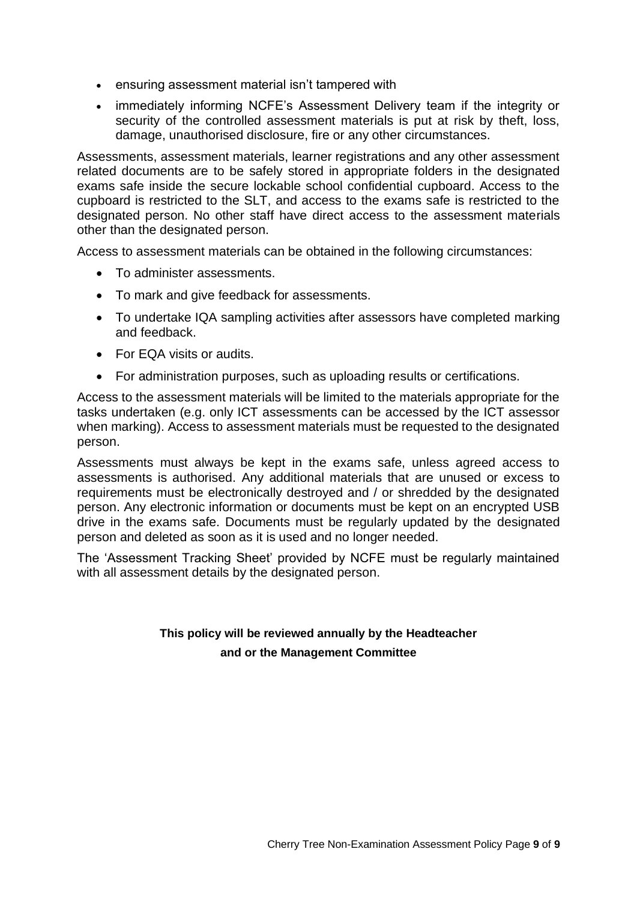- ensuring assessment material isn't tampered with
- immediately informing NCFE's Assessment Delivery team if the integrity or security of the controlled assessment materials is put at risk by theft, loss, damage, unauthorised disclosure, fire or any other circumstances.

Assessments, assessment materials, learner registrations and any other assessment related documents are to be safely stored in appropriate folders in the designated exams safe inside the secure lockable school confidential cupboard. Access to the cupboard is restricted to the SLT, and access to the exams safe is restricted to the designated person. No other staff have direct access to the assessment materials other than the designated person.

Access to assessment materials can be obtained in the following circumstances:

- To administer assessments.
- To mark and give feedback for assessments.
- To undertake IQA sampling activities after assessors have completed marking and feedback.
- For EQA visits or audits.
- For administration purposes, such as uploading results or certifications.

Access to the assessment materials will be limited to the materials appropriate for the tasks undertaken (e.g. only ICT assessments can be accessed by the ICT assessor when marking). Access to assessment materials must be requested to the designated person.

Assessments must always be kept in the exams safe, unless agreed access to assessments is authorised. Any additional materials that are unused or excess to requirements must be electronically destroyed and / or shredded by the designated person. Any electronic information or documents must be kept on an encrypted USB drive in the exams safe. Documents must be regularly updated by the designated person and deleted as soon as it is used and no longer needed.

The 'Assessment Tracking Sheet' provided by NCFE must be regularly maintained with all assessment details by the designated person.

**This policy will be reviewed annually by the Headteacher and or the Management Committee**